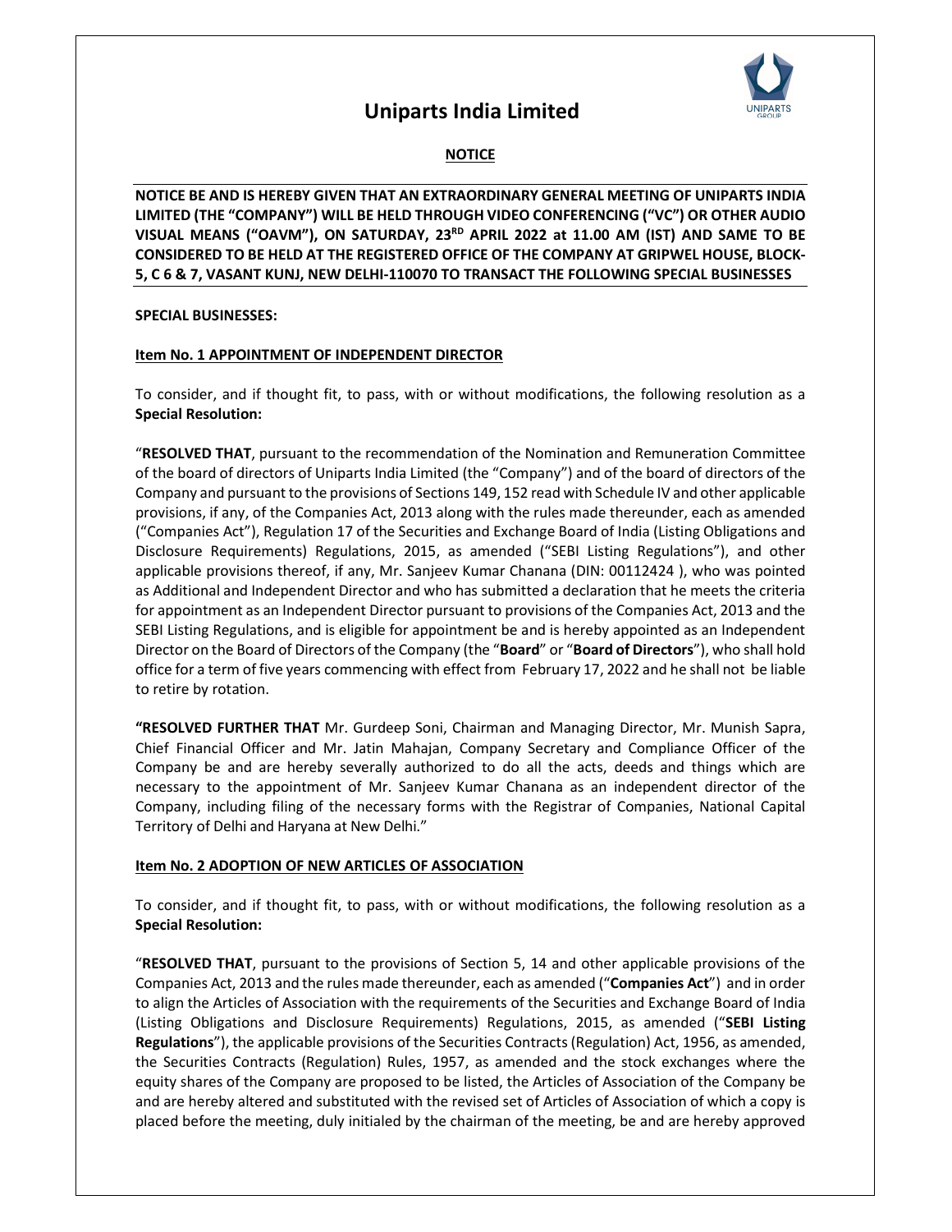# Uniparts India Limited

## NOTICE

**NOTICE BE AND IS HEREBY GIVEN THAT AN EXTRAORDINARY GENERAL MEETING OF UNIPARTS INDIA LIMITED (THE "COMPANY") WILL BE HELD THROUGH VIDEO CONFERENCING ("VC") OR OTHER AUDIO VISUAL MEANS ("OAVM"), ON SATURDAY, 23RD APRIL 2022 at 11.00 AM (IST) AND SAME TO BE CONSIDERED TO BE HELD AT THE REGISTERED OFFICE OF THE COMPANY AT GRIPWEL HOUSE, BLOCK-5, C 6 & 7, VASANT KUNJ, NEW DELHI-110070 TO TRANSACT THE FOLLOWING SPECIAL BUSINESSES**

**SPECIAL BUSINESSES:**

**Item No. 1 APPOINTMENT OF INDEPENDENT DIRECTOR**

To consider, and if thought fit, to pass, with or without modifications, the following resolution as a **Special Resolution:**

"**RESOLVED THAT**, pursuant to the recommendation of the Nomination and Remuneration Committee of the board of directors of Uniparts India Limited (the "Company") and of the board of directors of the Company and pursuant to the provisions of Sections 149, 152 read with Schedule IV and other applicable provisions, if any, of the Companies Act, 2013 along with the rules made thereunder, each as amended ("Companies Act"), Regulation 17 of the Securities and Exchange Board of India (Listing Obligations and Disclosure Requirements) Regulations, 2015, as amended ("SEBI Listing Regulations"), and other applicable provisions thereof, if any, Mr. Sanjeev Kumar Chanana (DIN: 00112424 ), who was pointed as Additional and Independent Director and who has submitted a declaration that he meets the criteria for appointment as an Independent Director pursuant to provisions of the Companies Act, 2013 and the SEBI Listing Regulations, and is eligible for appointment be and is hereby appointed as an Independent Director on the Board of Directors of the Company (the "**Board**" or "**Board of Directors**"), who shall hold office for a term of five years commencing with effect from February 17, 2022 and he shall not be liable to retire by rotation.

**"RESOLVED FURTHER THAT** Mr. Gurdeep Soni, Chairman and Managing Director, Mr. Munish Sapra, Chief Financial Officer and Mr. Jatin Mahajan, Company Secretary and Compliance Officer of the Company be and are hereby severally authorized to do all the acts, deeds and things which are necessary to the appointment of Mr. Sanjeev Kumar Chanana as an independent director of the Company, including filing of the necessary forms with the Registrar of Companies, National Capital Territory of Delhi and Haryana at New Delhi."

**Item No. 2 ADOPTION OF NEW ARTICLES OF ASSOCIATION**

To consider, and if thought fit, to pass, with or without modifications, the following resolution as a **Special Resolution:**

"**RESOLVED THAT**, pursuant to the provisions of Section 5, 14 and other applicable provisions of the Companies Act, 2013 and the rules made thereunder, each as amended ("**Companies Act**") and in order to align the Articles of Association with the requirements of the Securities and Exchange Board of India (Listing Obligations and Disclosure Requirements) Regulations, 2015, as amended ("**SEBI Listing Regulations**"), the applicable provisions of the Securities Contracts (Regulation) Act, 1956, as amended, the Securities Contracts (Regulation) Rules, 1957, as amended and the stock exchanges where the equity shares of the Company are proposed to be listed, the Articles of Association of the Company be and are hereby altered and substituted with the revised set of Articles of Association of which a copy is placed before the meeting, duly initialed by the chairman of the meeting, be and are hereby approved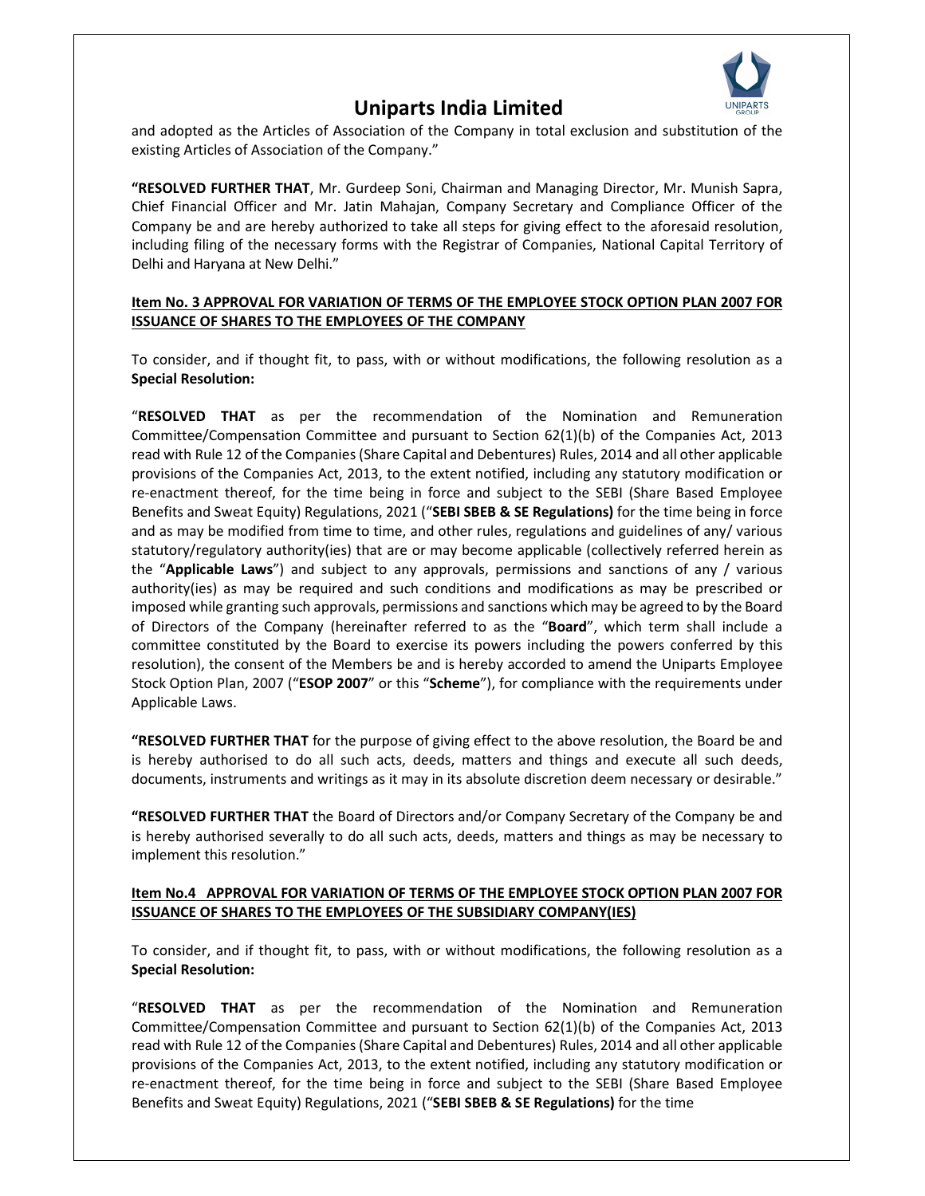and adopted as the Articles of Association of the Company in total exclusion and substitution of the existing Articles of Association of the Company."

**"RESOLVED FURTHER THAT**, Mr. Gurdeep Soni, Chairman and Managing Director, Mr. Munish Sapra, Chief Financial Officer and Mr. Jatin Mahajan, Company Secretary and Compliance Officer of the Company be and are hereby authorized to take all steps for giving effect to the aforesaid resolution, including filing of the necessary forms with the Registrar of Companies, National Capital Territory of Delhi and Haryana at New Delhi."

**Item No. 3 APPROVAL FOR VARIATION OF TERMS OF THE EMPLOYEE STOCK OPTION PLAN 2007 FOR ISSUANCE OF SHARES TO THE EMPLOYEES OF THE COMPANY**

To consider, and if thought fit, to pass, with or without modifications, the following resolution as a **Special Resolution:**

"**RESOLVED THAT** as per the recommendation of the Nomination and Remuneration Committee/Compensation Committee and pursuant to Section 62(1)(b) of the Companies Act, 2013 read with Rule 12 of the Companies (Share Capital and Debentures) Rules, 2014 and all other applicable provisions of the Companies Act, 2013, to the extent notified, including any statutory modification or re-enactment thereof, for the time being in force and subject to the SEBI (Share Based Employee Benefits and Sweat Equity) Regulations, 2021 ("**SEBI SBEB & SE Regulations)** for the time being in force and as may be modified from time to time, and other rules, regulations and guidelines of any/ various statutory/regulatory authority(ies) that are or may become applicable (collectively referred herein as the "**Applicable Laws**") and subject to any approvals, permissions and sanctions of any / various authority(ies) as may be required and such conditions and modifications as may be prescribed or imposed while granting such approvals, permissions and sanctions which may be agreed to by the Board of Directors of the Company (hereinafter referred to as the "**Board**", which term shall include a committee constituted by the Board to exercise its powers including the powers conferred by this resolution), the consent of the Members be and is hereby accorded to amend the Uniparts Employee Stock Option Plan, 2007 ("**ESOP 2007**" or this "**Scheme**"), for compliance with the requirements under Applicable Laws.

**"RESOLVED FURTHER THAT** for the purpose of giving effect to the above resolution, the Board be and is hereby authorised to do all such acts, deeds, matters and things and execute all such deeds, documents, instruments and writings as it may in its absolute discretion deem necessary or desirable."

**"RESOLVED FURTHER THAT** the Board of Directors and/or Company Secretary of the Company be and is hereby authorised severally to do all such acts, deeds, matters and things as may be necessary to implement this resolution."

**Item No.4 APPROVAL FOR VARIATION OF TERMS OF THE EMPLOYEE STOCK OPTION PLAN 2007 FOR ISSUANCE OF SHARES TO THE EMPLOYEES OF THE SUBSIDIARY COMPANY(IES)**

To consider, and if thought fit, to pass, with or without modifications, the following resolution as a **Special Resolution:**

"**RESOLVED THAT** as per the recommendation of the Nomination and Remuneration Committee/Compensation Committee and pursuant to Section 62(1)(b) of the Companies Act, 2013 read with Rule 12 of the Companies (Share Capital and Debentures) Rules, 2014 and all other applicable provisions of the Companies Act, 2013, to the extent notified, including any statutory modification or re-enactment thereof, for the time being in force and subject to the SEBI (Share Based Employee Benefits and Sweat Equity) Regulations, 2021 ("**SEBI SBEB & SE Regulations)** for the time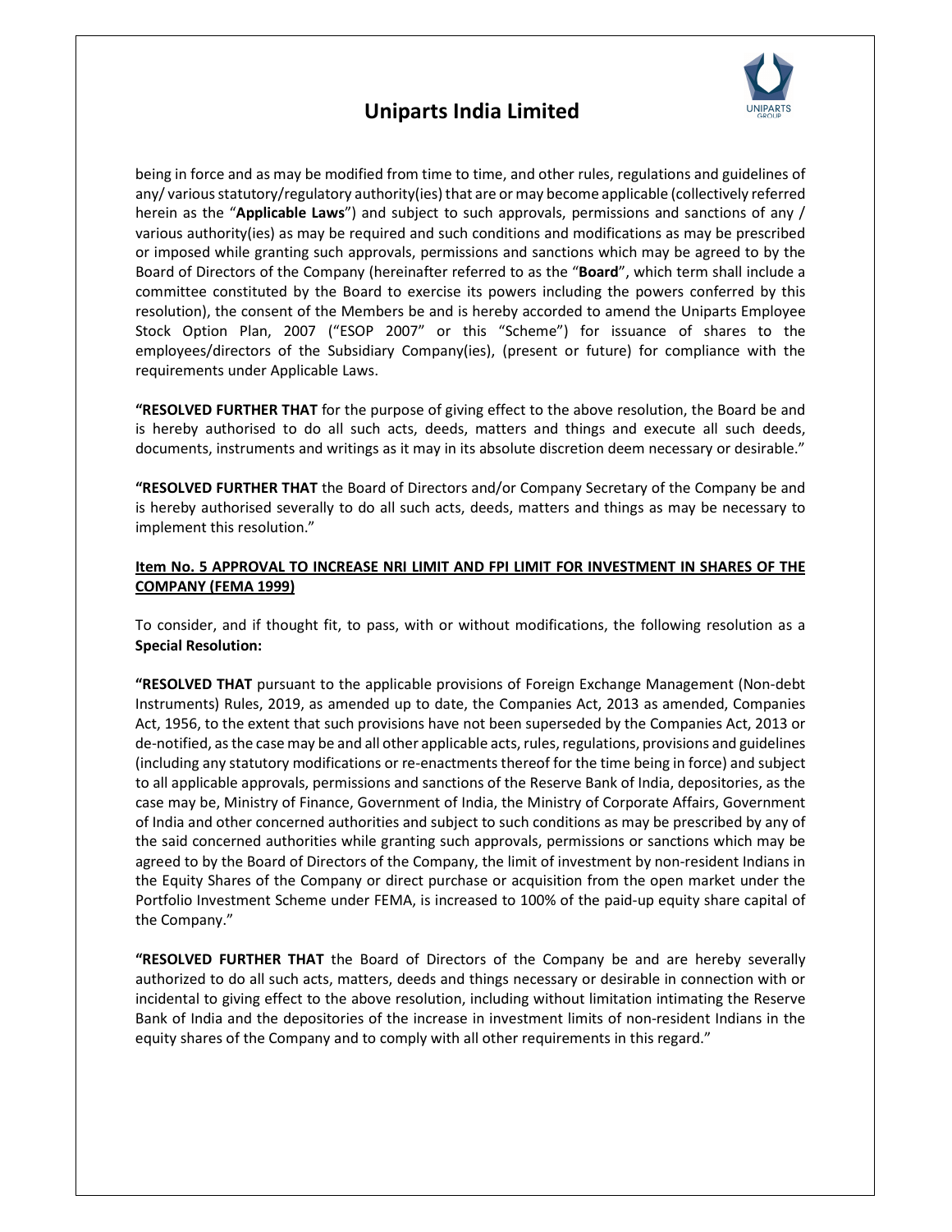being in force and as may be modified from time to time, and other rules, regulations and guidelines of any/ various statutory/regulatory authority(ies) that are or may become applicable (collectively referred herein as the "**Applicable Laws**") and subject to such approvals, permissions and sanctions of any / various authority(ies) as may be required and such conditions and modifications as may be prescribed or imposed while granting such approvals, permissions and sanctions which may be agreed to by the Board of Directors of the Company (hereinafter referred to as the "**Board**", which term shall include a committee constituted by the Board to exercise its powers including the powers conferred by this resolution), the consent of the Members be and is hereby accorded to amend the Uniparts Employee Stock Option Plan, 2007 ("ESOP 2007" or this "Scheme") for issuance of shares to the employees/directors of the Subsidiary Company(ies), (present or future) for compliance with the requirements under Applicable Laws.

**"RESOLVED FURTHER THAT** for the purpose of giving effect to the above resolution, the Board be and is hereby authorised to do all such acts, deeds, matters and things and execute all such deeds, documents, instruments and writings as it may in its absolute discretion deem necessary or desirable."

**"RESOLVED FURTHER THAT** the Board of Directors and/or Company Secretary of the Company be and is hereby authorised severally to do all such acts, deeds, matters and things as may be necessary to implement this resolution."

**Item No. 5 APPROVAL TO INCREASE NRI LIMIT AND FPI LIMIT FOR INVESTMENT IN SHARES OF THE COMPANY (FEMA 1999)**

To consider, and if thought fit, to pass, with or without modifications, the following resolution as a **Special Resolution:**

**"RESOLVED THAT** pursuant to the applicable provisions of Foreign Exchange Management (Non-debt Instruments) Rules, 2019, as amended up to date, the Companies Act, 2013 as amended, Companies Act, 1956, to the extent that such provisions have not been superseded by the Companies Act, 2013 or de-notified, as the case may be and all other applicable acts, rules, regulations, provisions and guidelines (including any statutory modifications or re-enactments thereof for the time being in force) and subject to all applicable approvals, permissions and sanctions of the Reserve Bank of India, depositories, as the case may be, Ministry of Finance, Government of India, the Ministry of Corporate Affairs, Government of India and other concerned authorities and subject to such conditions as may be prescribed by any of the said concerned authorities while granting such approvals, permissions or sanctions which may be agreed to by the Board of Directors of the Company, the limit of investment by non-resident Indians in the Equity Shares of the Company or direct purchase or acquisition from the open market under the Portfolio Investment Scheme under FEMA, is increased to 100% of the paid-up equity share capital of the Company."

**"RESOLVED FURTHER THAT** the Board of Directors of the Company be and are hereby severally authorized to do all such acts, matters, deeds and things necessary or desirable in connection with or incidental to giving effect to the above resolution, including without limitation intimating the Reserve Bank of India and the depositories of the increase in investment limits of non-resident Indians in the equity shares of the Company and to comply with all other requirements in this regard."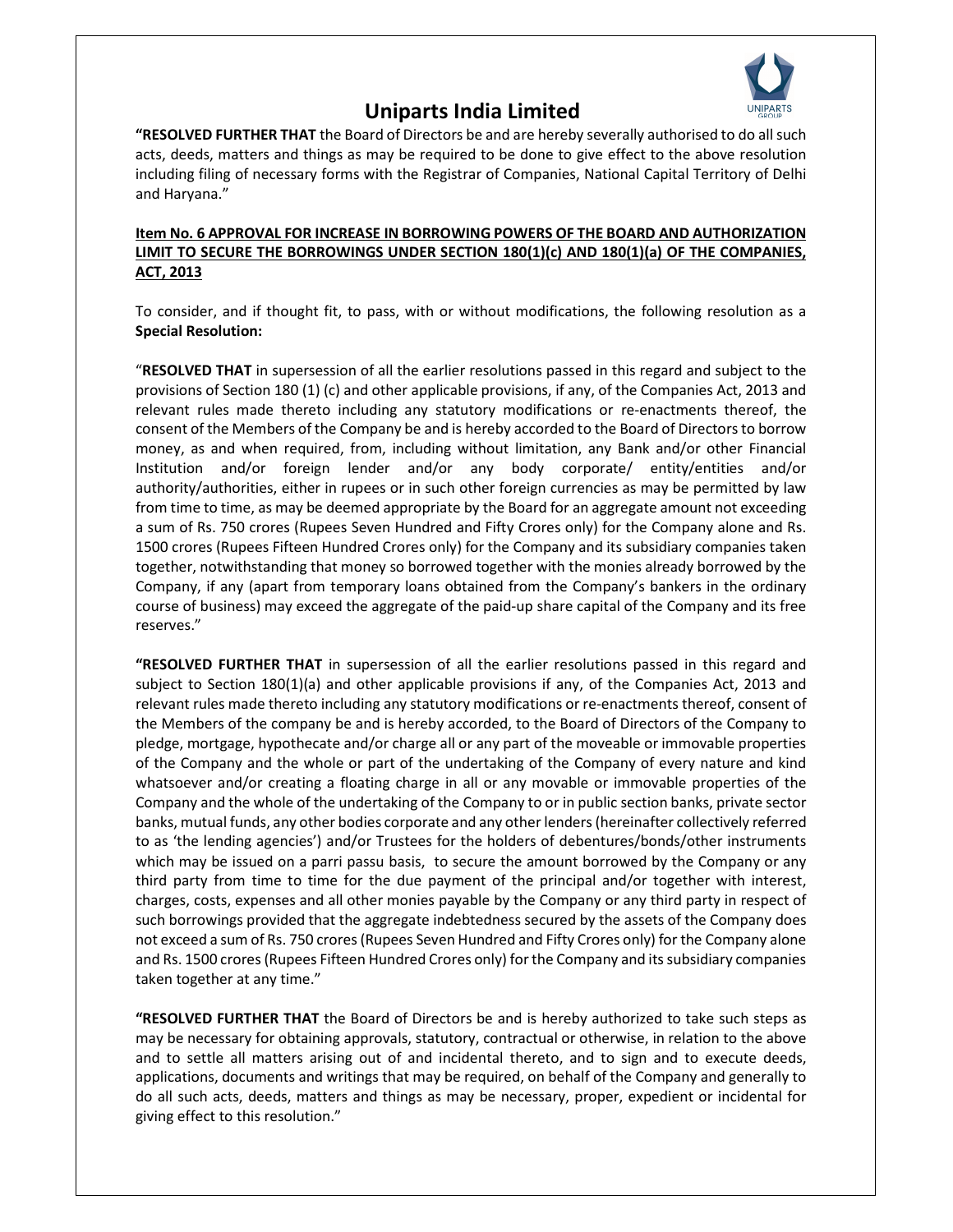“**RESOLVED FURTHER THAT** the Board of Directors be and are hereby severally authorised to do all such acts, deeds, matters and things as may be required to be done to give effect to the above resolution including filing of necessary forms with the Registrar of Companies, National Capital Territory of Delhi and Haryana.”

**Item No. 6 APPROVAL FOR INCREASE IN BORROWING POWERS OF THE BOARD AND AUTHORIZATION LIMIT TO SECURE THE BORROWINGS UNDER SECTION 180(1)(c) AND 180(1)(a) OF THE COMPANIES, ACT, 2013**

To consider, and if thought fit, to pass, with or without modifications, the following resolution as a **Special Resolution:**

“**RESOLVED THAT** in supersession of all the earlier resolutions passed in this regard and subject to the provisions of Section 180 (1) (c) and other applicable provisions, if any, of the Companies Act, 2013 and relevant rules made thereto including any statutory modifications or re-enactments thereof, the consent of the Members of the Company be and is hereby accorded to the Board of Directors to borrow money, as and when required, from, including without limitation, any Bank and/or other Financial Institution and/or foreign lender and/or any body corporate/ entity/entities and/or authority/authorities, either in rupees or in such other foreign currencies as may be permitted by law from time to time, as may be deemed appropriate by the Board for an aggregate amount not exceeding a sum of Rs. 750 crores (Rupees Seven Hundred and Fifty Crores only) for the Company alone and Rs. 1500 crores (Rupees Fifteen Hundred Crores only) for the Company and its subsidiary companies taken together, notwithstanding that money so borrowed together with the monies already borrowed by the Company, if any (apart from temporary loans obtained from the Company’s bankers in the ordinary course of business) may exceed the aggregate of the paid-up share capital of the Company and its free reserves.”

“**RESOLVED FURTHER THAT** in supersession of all the earlier resolutions passed in this regard and subject to Section 180(1)(a) and other applicable provisions if any, of the Companies Act, 2013 and relevant rules made thereto including any statutory modifications or re-enactments thereof, consent of the Members of the company be and is hereby accorded, to the Board of Directors of the Company to pledge, mortgage, hypothecate and/or charge all or any part of the moveable or immovable properties of the Company and the whole or part of the undertaking of the Company of every nature and kind whatsoever and/or creating a floating charge in all or any movable or immovable properties of the Company and the whole of the undertaking of the Company to or in public section banks, private sector banks, mutual funds, any other bodies corporate and any other lenders (hereinafter collectively referred to as ‘the lending agencies’) and/or Trustees for the holders of debentures/bonds/other instruments which may be issued on a parri passu basis, to secure the amount borrowed by the Company or any third party from time to time for the due payment of the principal and/or together with interest, charges, costs, expenses and all other monies payable by the Company or any third party in respect of such borrowings provided that the aggregate indebtedness secured by the assets of the Company does not exceed a sum of Rs. 750 crores (Rupees Seven Hundred and Fifty Crores only) for the Company alone and Rs. 1500 crores (Rupees Fifteen Hundred Crores only) for the Company and its subsidiary companies taken together at any time.”

“**RESOLVED FURTHER THAT** the Board of Directors be and is hereby authorized to take such steps as may be necessary for obtaining approvals, statutory, contractual or otherwise, in relation to the above and to settle all matters arising out of and incidental thereto, and to sign and to execute deeds, applications, documents and writings that may be required, on behalf of the Company and generally to do all such acts, deeds, matters and things as may be necessary, proper, expedient or incidental for giving effect to this resolution.”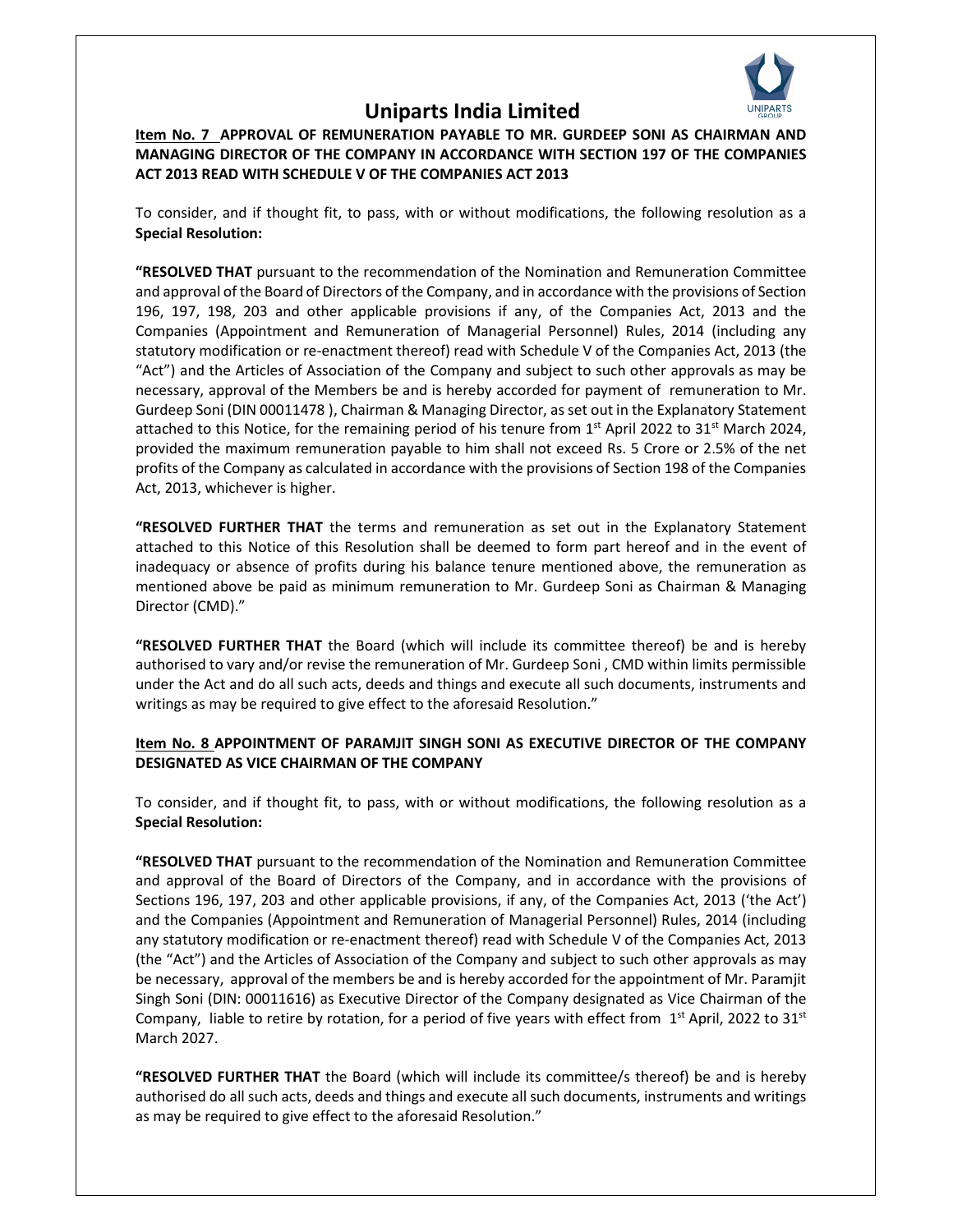# Uniparts India Limited

**Item No. 7 APPROVAL OF REMUNERATION PAYABLE TO MR. GURDEEP SONI AS CHAIRMAN AND MANAGING DIRECTOR OF THE COMPANY IN ACCORDANCE WITH SECTION 197 OF THE COMPANIES ACT 2013 READ WITH SCHEDULE V OF THE COMPANIES ACT 2013**

To consider, and if thought fit, to pass, with or without modifications, the following resolution as a **Special Resolution:**

**"RESOLVED THAT** pursuant to the recommendation of the Nomination and Remuneration Committee and approval of the Board of Directors of the Company, and in accordance with the provisions of Section 196, 197, 198, 203 and other applicable provisions if any, of the Companies Act, 2013 and the Companies (Appointment and Remuneration of Managerial Personnel) Rules, 2014 (including any statutory modification or re-enactment thereof) read with Schedule V of the Companies Act, 2013 (the "Act") and the Articles of Association of the Company and subject to such other approvals as may be necessary, approval of the Members be and is hereby accorded for payment of remuneration to Mr. Gurdeep Soni (DIN 00011478 ), Chairman & Managing Director, as set out in the Explanatory Statement attached to this Notice, for the remaining period of his tenure from 1st April 2022 to 31st March 2024, provided the maximum remuneration payable to him shall not exceed Rs. 5 Crore or 2.5% of the net profits of the Company as calculated in accordance with the provisions of Section 198 of the Companies Act, 2013, whichever is higher.

**"RESOLVED FURTHER THAT** the terms and remuneration as set out in the Explanatory Statement attached to this Notice of this Resolution shall be deemed to form part hereof and in the event of inadequacy or absence of profits during his balance tenure mentioned above, the remuneration as mentioned above be paid as minimum remuneration to Mr. Gurdeep Soni as Chairman & Managing Director (CMD)."

**"RESOLVED FURTHER THAT** the Board (which will include its committee thereof) be and is hereby authorised to vary and/or revise the remuneration of Mr. Gurdeep Soni , CMD within limits permissible under the Act and do all such acts, deeds and things and execute all such documents, instruments and writings as may be required to give effect to the aforesaid Resolution."

**Item No. 8 APPOINTMENT OF PARAMJIT SINGH SONI AS EXECUTIVE DIRECTOR OF THE COMPANY DESIGNATED AS VICE CHAIRMAN OF THE COMPANY**

To consider, and if thought fit, to pass, with or without modifications, the following resolution as a **Special Resolution:**

**"RESOLVED THAT** pursuant to the recommendation of the Nomination and Remuneration Committee and approval of the Board of Directors of the Company, and in accordance with the provisions of Sections 196, 197, 203 and other applicable provisions, if any, of the Companies Act, 2013 ('the Act') and the Companies (Appointment and Remuneration of Managerial Personnel) Rules, 2014 (including any statutory modification or re-enactment thereof) read with Schedule V of the Companies Act, 2013 (the "Act") and the Articles of Association of the Company and subject to such other approvals as may be necessary, approval of the members be and is hereby accorded for the appointment of Mr. Paramjit Singh Soni (DIN: 00011616) as Executive Director of the Company designated as Vice Chairman of the Company, liable to retire by rotation, for a period of five years with effect from 1st April, 2022 to 31st March 2027.

**"RESOLVED FURTHER THAT** the Board (which will include its committee/s thereof) be and is hereby authorised do all such acts, deeds and things and execute all such documents, instruments and writings as may be required to give effect to the aforesaid Resolution."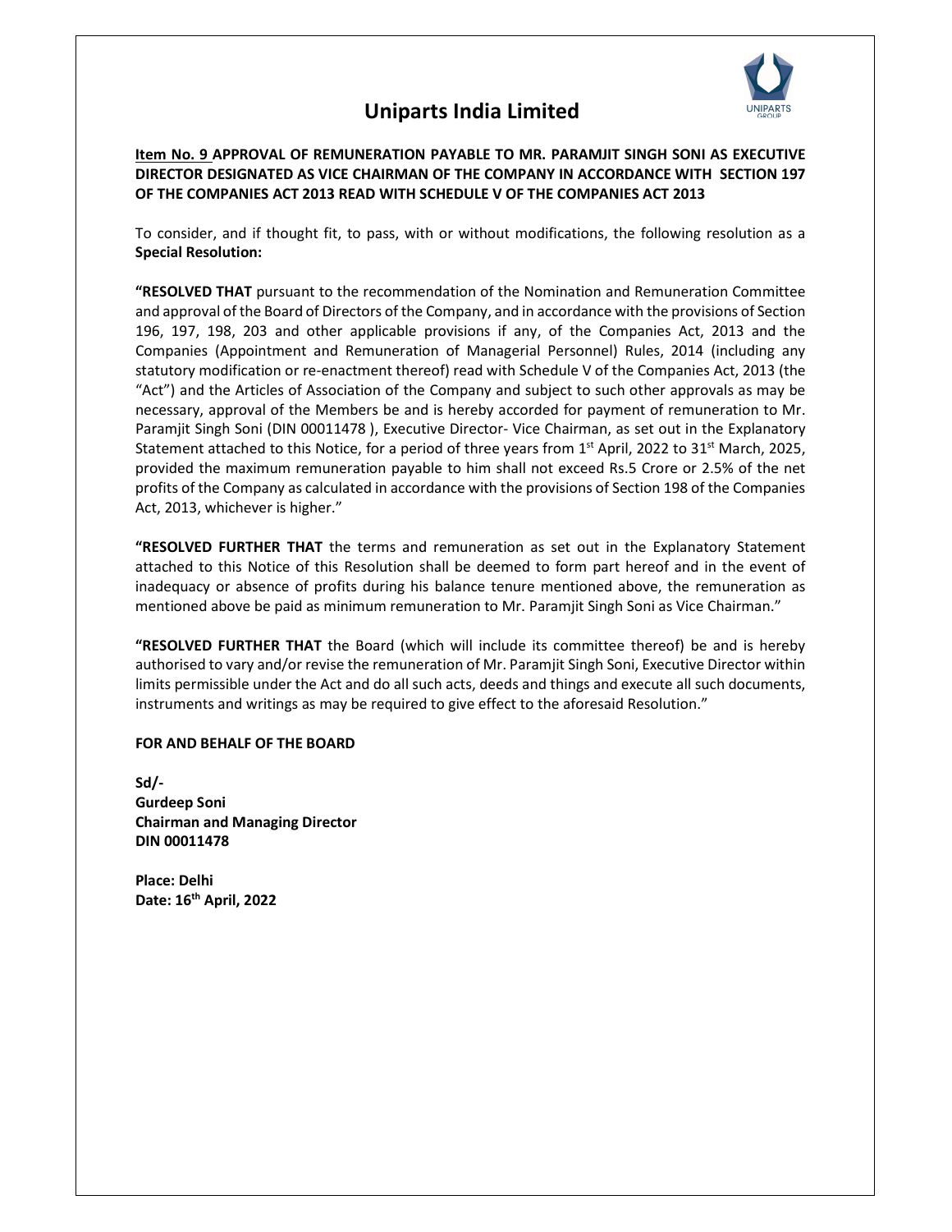# Uniparts India Limited

**Item No. 9 APPROVAL OF REMUNERATION PAYABLE TO MR. PARAMJIT SINGH SONI AS EXECUTIVE DIRECTOR DESIGNATED AS VICE CHAIRMAN OF THE COMPANY IN ACCORDANCE WITH SECTION 197 OF THE COMPANIES ACT 2013 READ WITH SCHEDULE V OF THE COMPANIES ACT 2013**

To consider, and if thought fit, to pass, with or without modifications, the following resolution as a **Special Resolution:**

**"RESOLVED THAT** pursuant to the recommendation of the Nomination and Remuneration Committee and approval of the Board of Directors of the Company, and in accordance with the provisions of Section 196, 197, 198, 203 and other applicable provisions if any, of the Companies Act, 2013 and the Companies (Appointment and Remuneration of Managerial Personnel) Rules, 2014 (including any statutory modification or re-enactment thereof) read with Schedule V of the Companies Act, 2013 (the "Act") and the Articles of Association of the Company and subject to such other approvals as may be necessary, approval of the Members be and is hereby accorded for payment of remuneration to Mr. Paramjit Singh Soni (DIN 00011478 ), Executive Director- Vice Chairman, as set out in the Explanatory Statement attached to this Notice, for a period of three years from 1st April, 2022 to 31st March, 2025, provided the maximum remuneration payable to him shall not exceed Rs.5 Crore or 2.5% of the net profits of the Company as calculated in accordance with the provisions of Section 198 of the Companies Act, 2013, whichever is higher."

**"RESOLVED FURTHER THAT** the terms and remuneration as set out in the Explanatory Statement attached to this Notice of this Resolution shall be deemed to form part hereof and in the event of inadequacy or absence of profits during his balance tenure mentioned above, the remuneration as mentioned above be paid as minimum remuneration to Mr. Paramjit Singh Soni as Vice Chairman."

**"RESOLVED FURTHER THAT** the Board (which will include its committee thereof) be and is hereby authorised to vary and/or revise the remuneration of Mr. Paramjit Singh Soni, Executive Director within limits permissible under the Act and do all such acts, deeds and things and execute all such documents, instruments and writings as may be required to give effect to the aforesaid Resolution."

**FOR AND BEHALF OF THE BOARD**

**Sd/-**
**Gurdeep Soni**
**Chairman and Managing Director**
**DIN 00011478**

**Place: Delhi**
**Date: 16th April, 2022**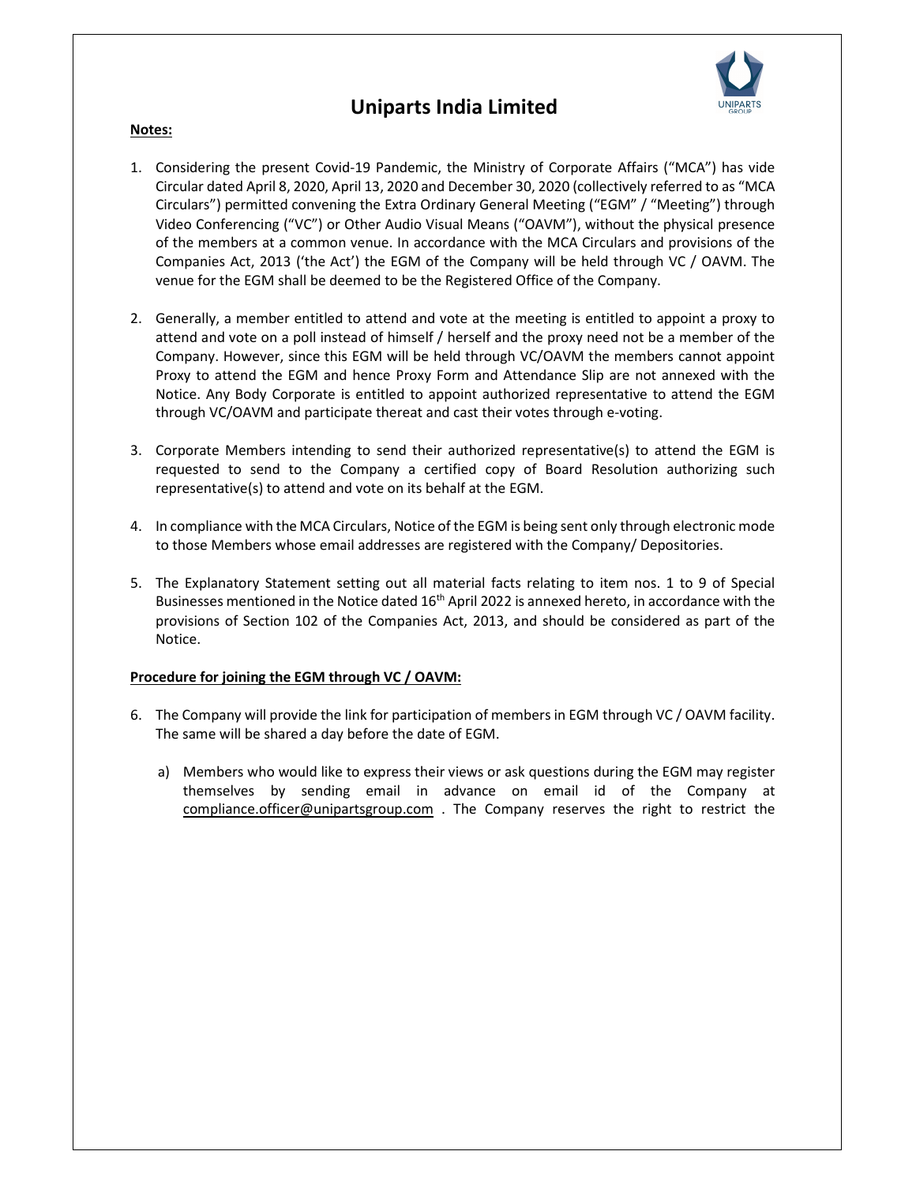# Uniparts India Limited

**Notes:**

1. Considering the present Covid-19 Pandemic, the Ministry of Corporate Affairs ("MCA") has vide Circular dated April 8, 2020, April 13, 2020 and December 30, 2020 (collectively referred to as "MCA Circulars") permitted convening the Extra Ordinary General Meeting ("EGM" / "Meeting") through Video Conferencing ("VC") or Other Audio Visual Means ("OAVM"), without the physical presence of the members at a common venue. In accordance with the MCA Circulars and provisions of the Companies Act, 2013 ('the Act') the EGM of the Company will be held through VC / OAVM. The venue for the EGM shall be deemed to be the Registered Office of the Company.

2. Generally, a member entitled to attend and vote at the meeting is entitled to appoint a proxy to attend and vote on a poll instead of himself / herself and the proxy need not be a member of the Company. However, since this EGM will be held through VC/OAVM the members cannot appoint Proxy to attend the EGM and hence Proxy Form and Attendance Slip are not annexed with the Notice. Any Body Corporate is entitled to appoint authorized representative to attend the EGM through VC/OAVM and participate thereat and cast their votes through e-voting.

3. Corporate Members intending to send their authorized representative(s) to attend the EGM is requested to send to the Company a certified copy of Board Resolution authorizing such representative(s) to attend and vote on its behalf at the EGM.

4. In compliance with the MCA Circulars, Notice of the EGM is being sent only through electronic mode to those Members whose email addresses are registered with the Company/ Depositories.

5. The Explanatory Statement setting out all material facts relating to item nos. 1 to 9 of Special Businesses mentioned in the Notice dated 16th April 2022 is annexed hereto, in accordance with the provisions of Section 102 of the Companies Act, 2013, and should be considered as part of the Notice.

**Procedure for joining the EGM through VC / OAVM:**

6. The Company will provide the link for participation of members in EGM through VC / OAVM facility. The same will be shared a day before the date of EGM.

   a) Members who would like to express their views or ask questions during the EGM may register themselves by sending email in advance on email id of the Company at compliance.officer@unipartsgroup.com . The Company reserves the right to restrict the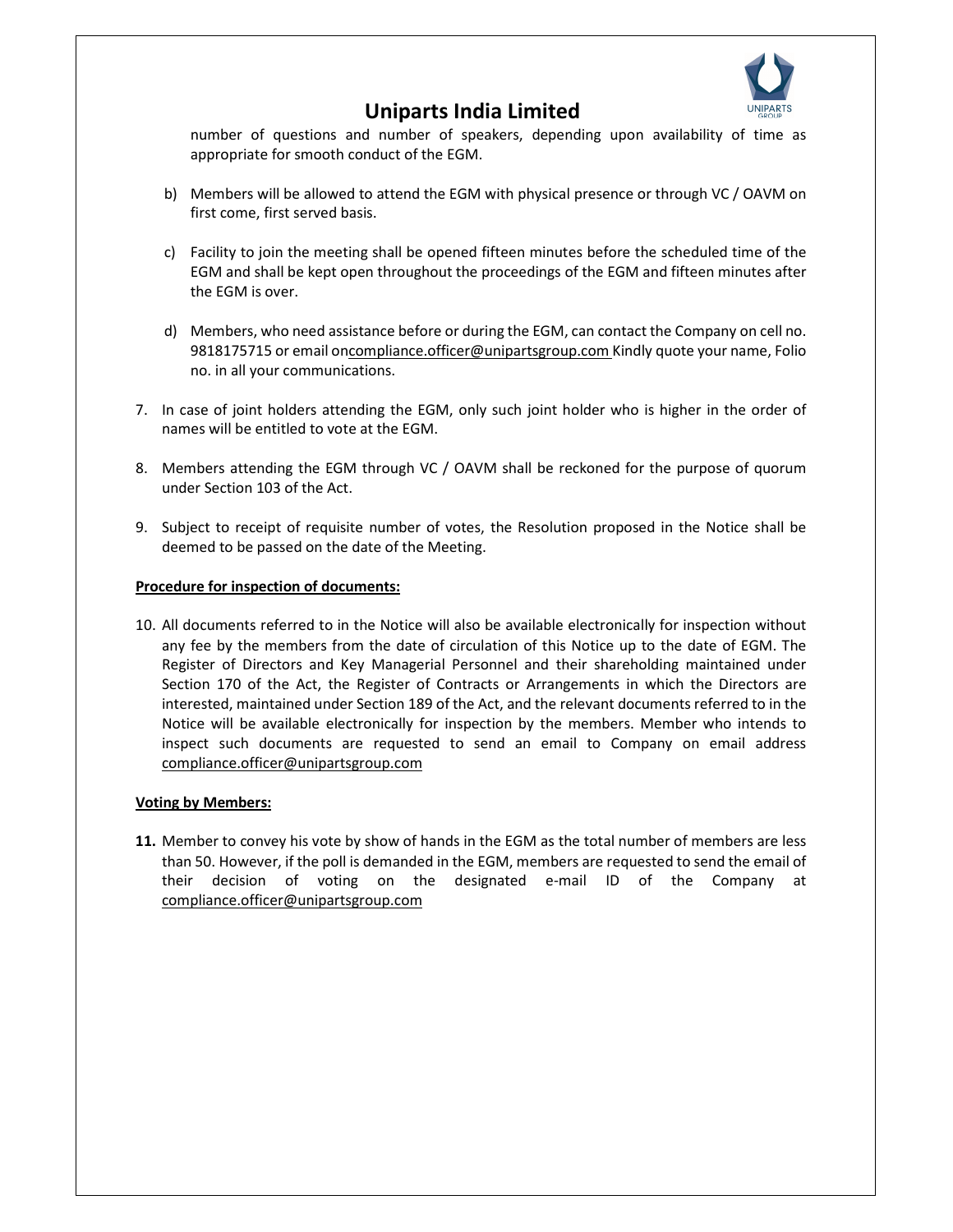number of questions and number of speakers, depending upon availability of time as appropriate for smooth conduct of the EGM.

b) Members will be allowed to attend the EGM with physical presence or through VC / OAVM on first come, first served basis.

c) Facility to join the meeting shall be opened fifteen minutes before the scheduled time of the EGM and shall be kept open throughout the proceedings of the EGM and fifteen minutes after the EGM is over.

d) Members, who need assistance before or during the EGM, can contact the Company on cell no. 9818175715 or email oncompliance.officer@unipartsgroup.com Kindly quote your name, Folio no. in all your communications.

7. In case of joint holders attending the EGM, only such joint holder who is higher in the order of names will be entitled to vote at the EGM.

8. Members attending the EGM through VC / OAVM shall be reckoned for the purpose of quorum under Section 103 of the Act.

9. Subject to receipt of requisite number of votes, the Resolution proposed in the Notice shall be deemed to be passed on the date of the Meeting.

**Procedure for inspection of documents:**

10. All documents referred to in the Notice will also be available electronically for inspection without any fee by the members from the date of circulation of this Notice up to the date of EGM. The Register of Directors and Key Managerial Personnel and their shareholding maintained under Section 170 of the Act, the Register of Contracts or Arrangements in which the Directors are interested, maintained under Section 189 of the Act, and the relevant documents referred to in the Notice will be available electronically for inspection by the members. Member who intends to inspect such documents are requested to send an email to Company on email address compliance.officer@unipartsgroup.com

**Voting by Members:**

**11.** Member to convey his vote by show of hands in the EGM as the total number of members are less than 50. However, if the poll is demanded in the EGM, members are requested to send the email of their decision of voting on the designated e-mail ID of the Company at compliance.officer@unipartsgroup.com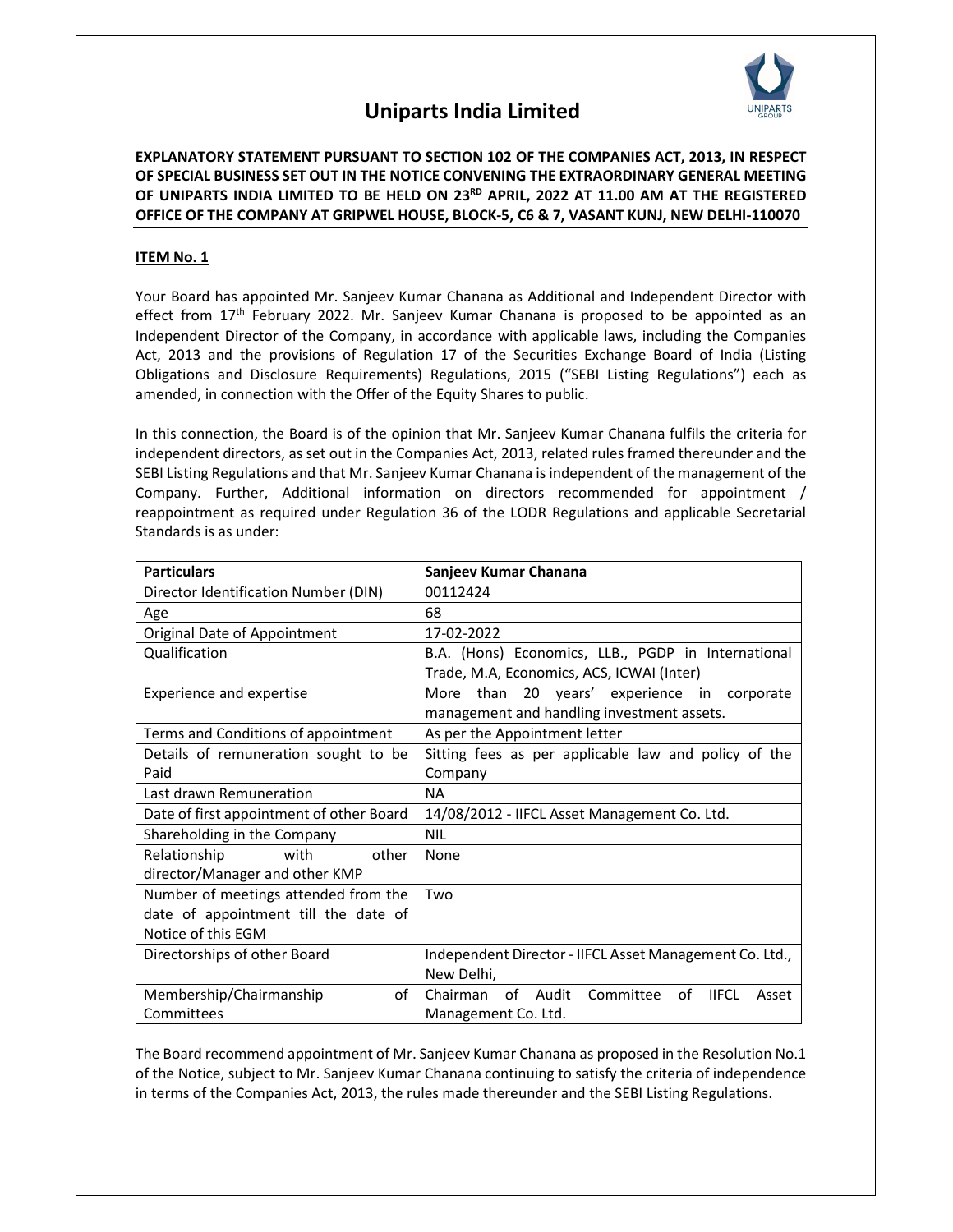# Uniparts India Limited

**EXPLANATORY STATEMENT PURSUANT TO SECTION 102 OF THE COMPANIES ACT, 2013, IN RESPECT OF SPECIAL BUSINESS SET OUT IN THE NOTICE CONVENING THE EXTRAORDINARY GENERAL MEETING OF UNIPARTS INDIA LIMITED TO BE HELD ON 23RD APRIL, 2022 AT 11.00 AM AT THE REGISTERED OFFICE OF THE COMPANY AT GRIPWEL HOUSE, BLOCK-5, C6 & 7, VASANT KUNJ, NEW DELHI-110070**

**ITEM No. 1**

Your Board has appointed Mr. Sanjeev Kumar Chanana as Additional and Independent Director with effect from 17th February 2022. Mr. Sanjeev Kumar Chanana is proposed to be appointed as an Independent Director of the Company, in accordance with applicable laws, including the Companies Act, 2013 and the provisions of Regulation 17 of the Securities Exchange Board of India (Listing Obligations and Disclosure Requirements) Regulations, 2015 ("SEBI Listing Regulations") each as amended, in connection with the Offer of the Equity Shares to public.

In this connection, the Board is of the opinion that Mr. Sanjeev Kumar Chanana fulfils the criteria for independent directors, as set out in the Companies Act, 2013, related rules framed thereunder and the SEBI Listing Regulations and that Mr. Sanjeev Kumar Chanana is independent of the management of the Company. Further, Additional information on directors recommended for appointment / reappointment as required under Regulation 36 of the LODR Regulations and applicable Secretarial Standards is as under:

| Particulars | Sanjeev Kumar Chanana |
|---|---|
| Director Identification Number (DIN) | 00112424 |
| Age | 68 |
| Original Date of Appointment | 17-02-2022 |
| Qualification | B.A. (Hons) Economics, LLB., PGDP in International Trade, M.A, Economics, ACS, ICWAI (Inter) |
| Experience and expertise | More than 20 years' experience in corporate management and handling investment assets. |
| Terms and Conditions of appointment | As per the Appointment letter |
| Details of remuneration sought to be Paid | Sitting fees as per applicable law and policy of the Company |
| Last drawn Remuneration | NA |
| Date of first appointment of other Board | 14/08/2012 - IIFCL Asset Management Co. Ltd. |
| Shareholding in the Company | NIL |
| Relationship with other director/Manager and other KMP | None |
| Number of meetings attended from the date of appointment till the date of Notice of this EGM | Two |
| Directorships of other Board | Independent Director - IIFCL Asset Management Co. Ltd., New Delhi, |
| Membership/Chairmanship of Committees | Chairman of Audit Committee of IIFCL Asset Management Co. Ltd. |

The Board recommend appointment of Mr. Sanjeev Kumar Chanana as proposed in the Resolution No.1 of the Notice, subject to Mr. Sanjeev Kumar Chanana continuing to satisfy the criteria of independence in terms of the Companies Act, 2013, the rules made thereunder and the SEBI Listing Regulations.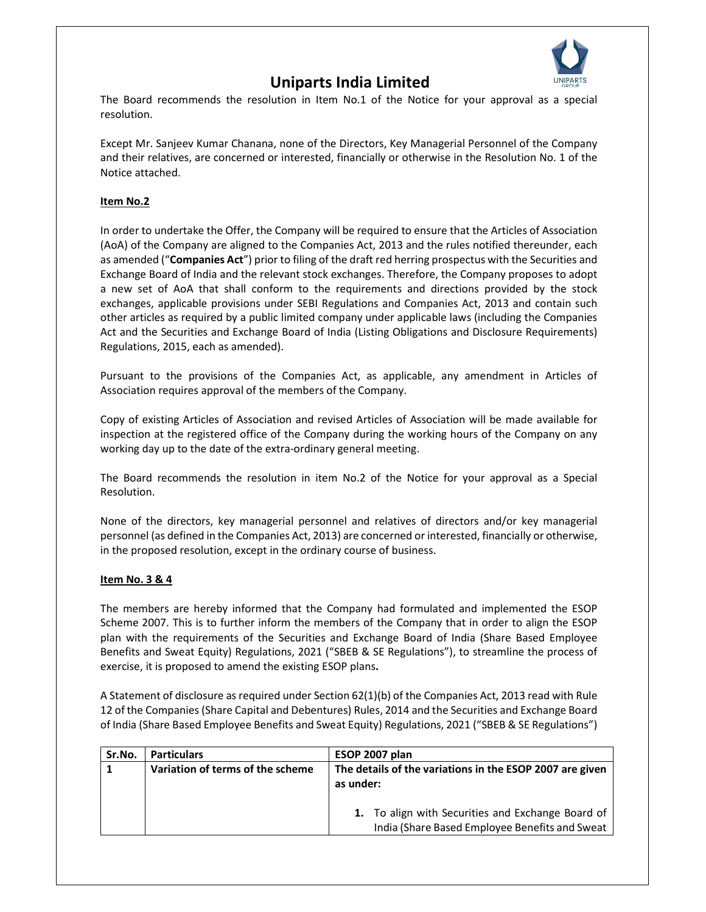The Board recommends the resolution in Item No.1 of the Notice for your approval as a special resolution.

Except Mr. Sanjeev Kumar Chanana, none of the Directors, Key Managerial Personnel of the Company and their relatives, are concerned or interested, financially or otherwise in the Resolution No. 1 of the Notice attached.

**Item No.2**

In order to undertake the Offer, the Company will be required to ensure that the Articles of Association (AoA) of the Company are aligned to the Companies Act, 2013 and the rules notified thereunder, each as amended ("**Companies Act**") prior to filing of the draft red herring prospectus with the Securities and Exchange Board of India and the relevant stock exchanges. Therefore, the Company proposes to adopt a new set of AoA that shall conform to the requirements and directions provided by the stock exchanges, applicable provisions under SEBI Regulations and Companies Act, 2013 and contain such other articles as required by a public limited company under applicable laws (including the Companies Act and the Securities and Exchange Board of India (Listing Obligations and Disclosure Requirements) Regulations, 2015, each as amended).

Pursuant to the provisions of the Companies Act, as applicable, any amendment in Articles of Association requires approval of the members of the Company.

Copy of existing Articles of Association and revised Articles of Association will be made available for inspection at the registered office of the Company during the working hours of the Company on any working day up to the date of the extra-ordinary general meeting.

The Board recommends the resolution in item No.2 of the Notice for your approval as a Special Resolution.

None of the directors, key managerial personnel and relatives of directors and/or key managerial personnel (as defined in the Companies Act, 2013) are concerned or interested, financially or otherwise, in the proposed resolution, except in the ordinary course of business.

**Item No. 3 & 4**

The members are hereby informed that the Company had formulated and implemented the ESOP Scheme 2007. This is to further inform the members of the Company that in order to align the ESOP plan with the requirements of the Securities and Exchange Board of India (Share Based Employee Benefits and Sweat Equity) Regulations, 2021 ("SBEB & SE Regulations"), to streamline the process of exercise, it is proposed to amend the existing ESOP plans**.**

A Statement of disclosure as required under Section 62(1)(b) of the Companies Act, 2013 read with Rule 12 of the Companies (Share Capital and Debentures) Rules, 2014 and the Securities and Exchange Board of India (Share Based Employee Benefits and Sweat Equity) Regulations, 2021 ("SBEB & SE Regulations")

| Sr.No. | Particulars | ESOP 2007 plan |
|---|---|---|
| 1 | **Variation of terms of the scheme** | **The details of the variations in the ESOP 2007 are given as under:**<br><br>**1.** To align with Securities and Exchange Board of India (Share Based Employee Benefits and Sweat |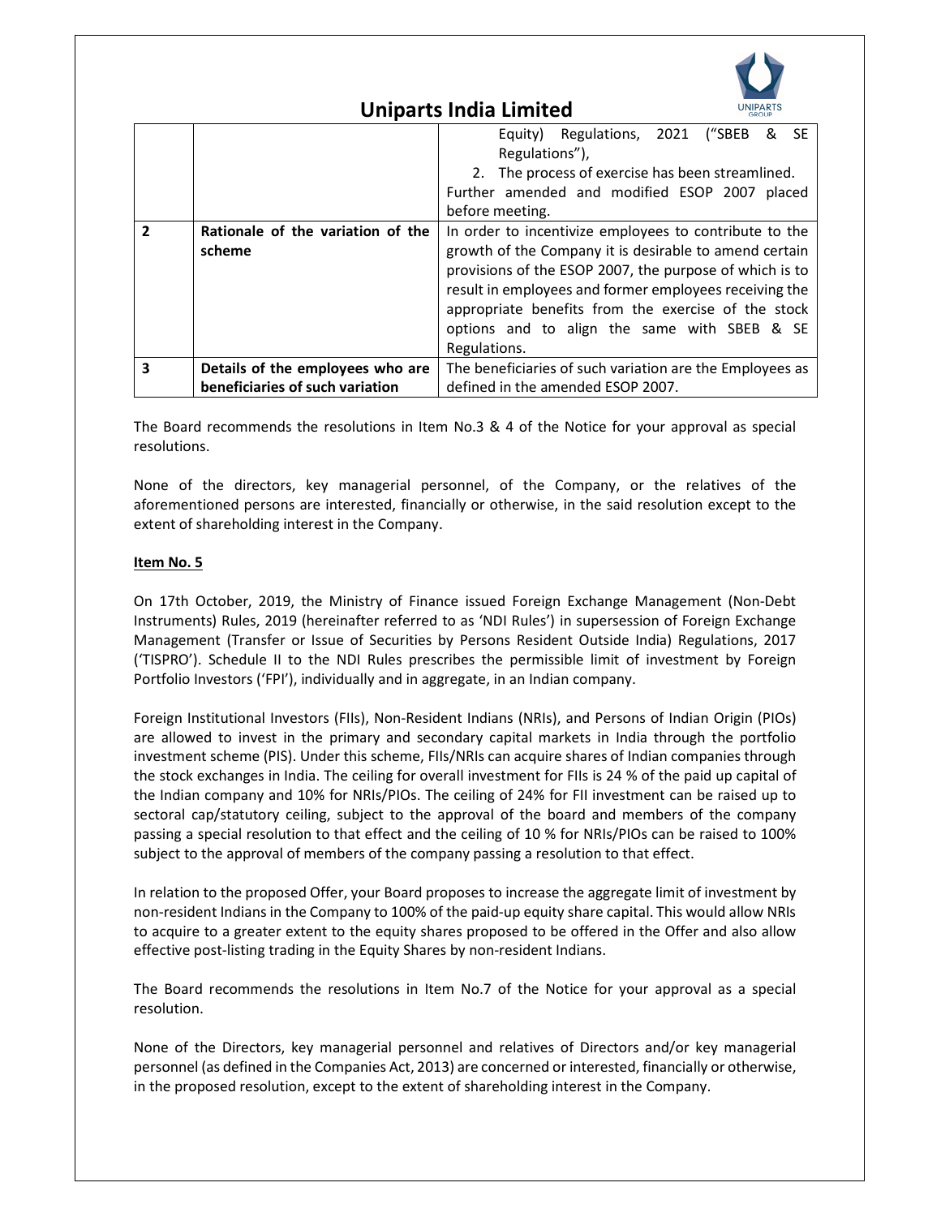# Uniparts India Limited

| | | |
|---|---|---|
| | | Equity) Regulations, 2021 ("SBEB & SE Regulations"), <br> 2. The process of exercise has been streamlined. <br> Further amended and modified ESOP 2007 placed before meeting. |
| **2** | **Rationale of the variation of the scheme** | In order to incentivize employees to contribute to the growth of the Company it is desirable to amend certain provisions of the ESOP 2007, the purpose of which is to result in employees and former employees receiving the appropriate benefits from the exercise of the stock options and to align the same with SBEB & SE Regulations. |
| **3** | **Details of the employees who are beneficiaries of such variation** | The beneficiaries of such variation are the Employees as defined in the amended ESOP 2007. |

The Board recommends the resolutions in Item No.3 & 4 of the Notice for your approval as special resolutions.

None of the directors, key managerial personnel, of the Company, or the relatives of the aforementioned persons are interested, financially or otherwise, in the said resolution except to the extent of shareholding interest in the Company.

**Item No. 5**

On 17th October, 2019, the Ministry of Finance issued Foreign Exchange Management (Non-Debt Instruments) Rules, 2019 (hereinafter referred to as 'NDI Rules') in supersession of Foreign Exchange Management (Transfer or Issue of Securities by Persons Resident Outside India) Regulations, 2017 ('TISPRO'). Schedule II to the NDI Rules prescribes the permissible limit of investment by Foreign Portfolio Investors ('FPI'), individually and in aggregate, in an Indian company.

Foreign Institutional Investors (FIIs), Non-Resident Indians (NRIs), and Persons of Indian Origin (PIOs) are allowed to invest in the primary and secondary capital markets in India through the portfolio investment scheme (PIS). Under this scheme, FIIs/NRIs can acquire shares of Indian companies through the stock exchanges in India. The ceiling for overall investment for FIIs is 24 % of the paid up capital of the Indian company and 10% for NRIs/PIOs. The ceiling of 24% for FII investment can be raised up to sectoral cap/statutory ceiling, subject to the approval of the board and members of the company passing a special resolution to that effect and the ceiling of 10 % for NRIs/PIOs can be raised to 100% subject to the approval of members of the company passing a resolution to that effect.

In relation to the proposed Offer, your Board proposes to increase the aggregate limit of investment by non-resident Indians in the Company to 100% of the paid-up equity share capital. This would allow NRIs to acquire to a greater extent to the equity shares proposed to be offered in the Offer and also allow effective post-listing trading in the Equity Shares by non-resident Indians.

The Board recommends the resolutions in Item No.7 of the Notice for your approval as a special resolution.

None of the Directors, key managerial personnel and relatives of Directors and/or key managerial personnel (as defined in the Companies Act, 2013) are concerned or interested, financially or otherwise, in the proposed resolution, except to the extent of shareholding interest in the Company.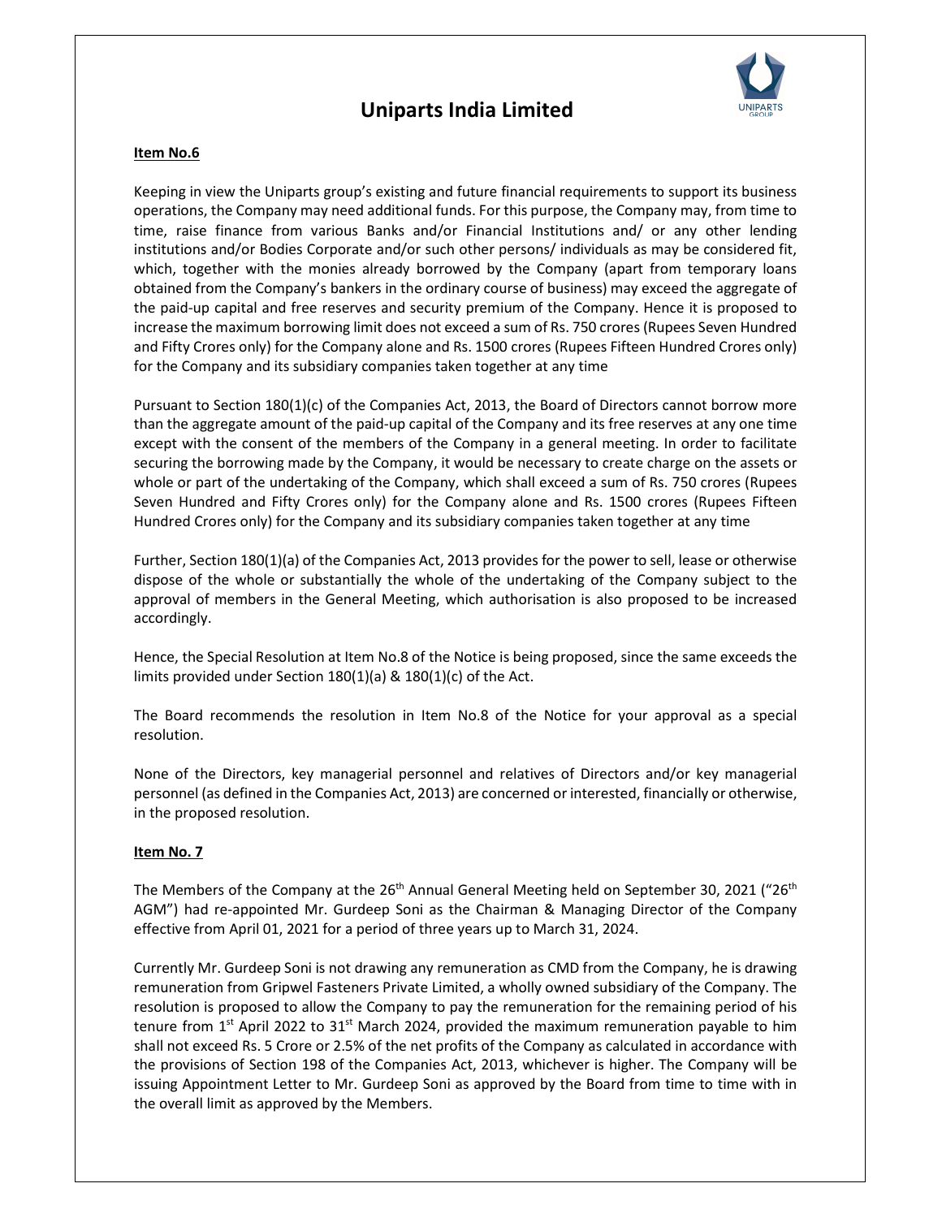# Uniparts India Limited

**Item No.6**

Keeping in view the Uniparts group's existing and future financial requirements to support its business operations, the Company may need additional funds. For this purpose, the Company may, from time to time, raise finance from various Banks and/or Financial Institutions and/ or any other lending institutions and/or Bodies Corporate and/or such other persons/ individuals as may be considered fit, which, together with the monies already borrowed by the Company (apart from temporary loans obtained from the Company's bankers in the ordinary course of business) may exceed the aggregate of the paid-up capital and free reserves and security premium of the Company. Hence it is proposed to increase the maximum borrowing limit does not exceed a sum of Rs. 750 crores (Rupees Seven Hundred and Fifty Crores only) for the Company alone and Rs. 1500 crores (Rupees Fifteen Hundred Crores only) for the Company and its subsidiary companies taken together at any time

Pursuant to Section 180(1)(c) of the Companies Act, 2013, the Board of Directors cannot borrow more than the aggregate amount of the paid-up capital of the Company and its free reserves at any one time except with the consent of the members of the Company in a general meeting. In order to facilitate securing the borrowing made by the Company, it would be necessary to create charge on the assets or whole or part of the undertaking of the Company, which shall exceed a sum of Rs. 750 crores (Rupees Seven Hundred and Fifty Crores only) for the Company alone and Rs. 1500 crores (Rupees Fifteen Hundred Crores only) for the Company and its subsidiary companies taken together at any time

Further, Section 180(1)(a) of the Companies Act, 2013 provides for the power to sell, lease or otherwise dispose of the whole or substantially the whole of the undertaking of the Company subject to the approval of members in the General Meeting, which authorisation is also proposed to be increased accordingly.

Hence, the Special Resolution at Item No.8 of the Notice is being proposed, since the same exceeds the limits provided under Section 180(1)(a) & 180(1)(c) of the Act.

The Board recommends the resolution in Item No.8 of the Notice for your approval as a special resolution.

None of the Directors, key managerial personnel and relatives of Directors and/or key managerial personnel (as defined in the Companies Act, 2013) are concerned or interested, financially or otherwise, in the proposed resolution.

**Item No. 7**

The Members of the Company at the 26th Annual General Meeting held on September 30, 2021 ("26th AGM") had re-appointed Mr. Gurdeep Soni as the Chairman & Managing Director of the Company effective from April 01, 2021 for a period of three years up to March 31, 2024.

Currently Mr. Gurdeep Soni is not drawing any remuneration as CMD from the Company, he is drawing remuneration from Gripwel Fasteners Private Limited, a wholly owned subsidiary of the Company. The resolution is proposed to allow the Company to pay the remuneration for the remaining period of his tenure from 1st April 2022 to 31st March 2024, provided the maximum remuneration payable to him shall not exceed Rs. 5 Crore or 2.5% of the net profits of the Company as calculated in accordance with the provisions of Section 198 of the Companies Act, 2013, whichever is higher. The Company will be issuing Appointment Letter to Mr. Gurdeep Soni as approved by the Board from time to time with in the overall limit as approved by the Members.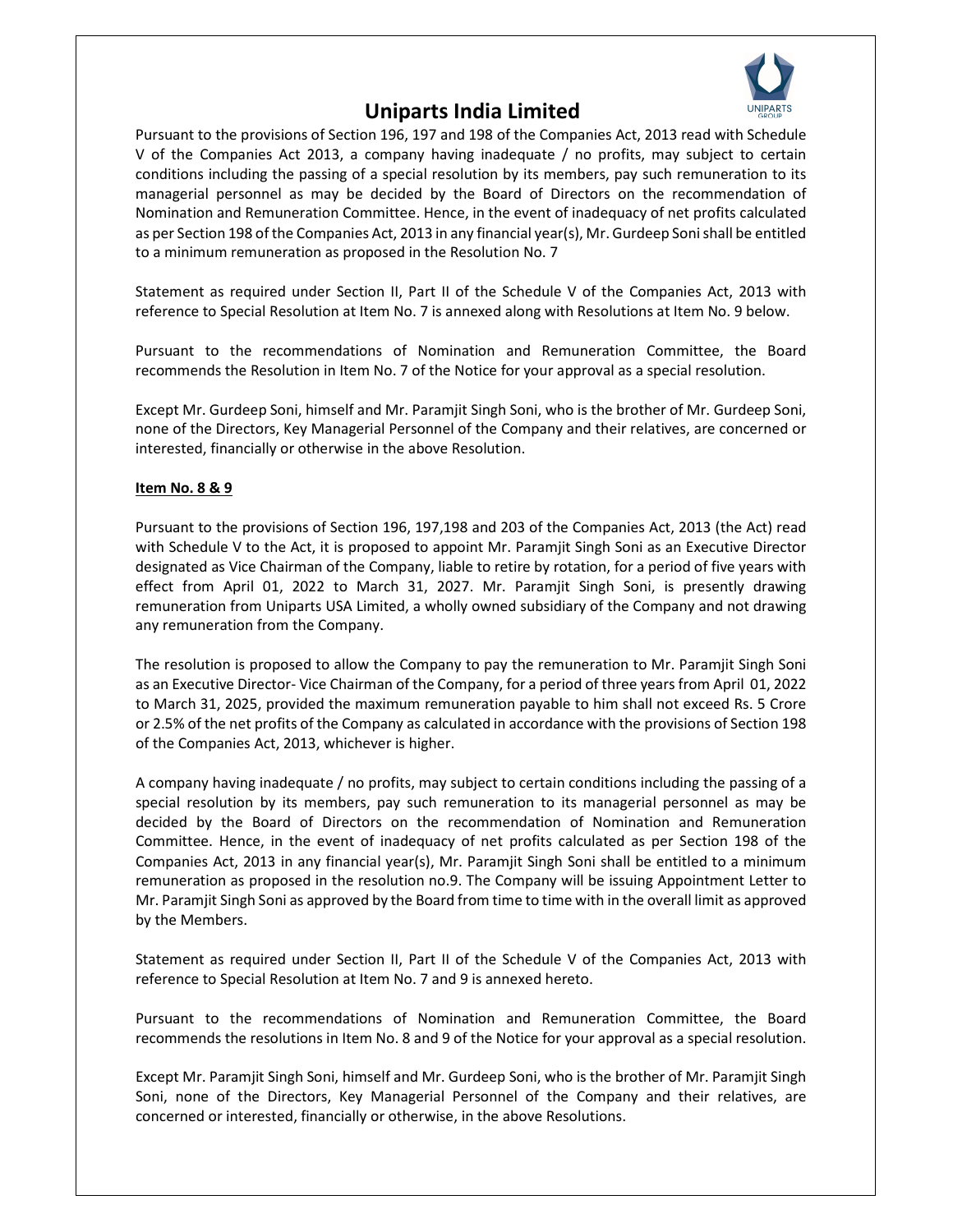Pursuant to the provisions of Section 196, 197 and 198 of the Companies Act, 2013 read with Schedule V of the Companies Act 2013, a company having inadequate / no profits, may subject to certain conditions including the passing of a special resolution by its members, pay such remuneration to its managerial personnel as may be decided by the Board of Directors on the recommendation of Nomination and Remuneration Committee. Hence, in the event of inadequacy of net profits calculated as per Section 198 of the Companies Act, 2013 in any financial year(s), Mr. Gurdeep Soni shall be entitled to a minimum remuneration as proposed in the Resolution No. 7

Statement as required under Section II, Part II of the Schedule V of the Companies Act, 2013 with reference to Special Resolution at Item No. 7 is annexed along with Resolutions at Item No. 9 below.

Pursuant to the recommendations of Nomination and Remuneration Committee, the Board recommends the Resolution in Item No. 7 of the Notice for your approval as a special resolution.

Except Mr. Gurdeep Soni, himself and Mr. Paramjit Singh Soni, who is the brother of Mr. Gurdeep Soni, none of the Directors, Key Managerial Personnel of the Company and their relatives, are concerned or interested, financially or otherwise in the above Resolution.

**Item No. 8 & 9**

Pursuant to the provisions of Section 196, 197,198 and 203 of the Companies Act, 2013 (the Act) read with Schedule V to the Act, it is proposed to appoint Mr. Paramjit Singh Soni as an Executive Director designated as Vice Chairman of the Company, liable to retire by rotation, for a period of five years with effect from April 01, 2022 to March 31, 2027. Mr. Paramjit Singh Soni, is presently drawing remuneration from Uniparts USA Limited, a wholly owned subsidiary of the Company and not drawing any remuneration from the Company.

The resolution is proposed to allow the Company to pay the remuneration to Mr. Paramjit Singh Soni as an Executive Director- Vice Chairman of the Company, for a period of three years from April 01, 2022 to March 31, 2025, provided the maximum remuneration payable to him shall not exceed Rs. 5 Crore or 2.5% of the net profits of the Company as calculated in accordance with the provisions of Section 198 of the Companies Act, 2013, whichever is higher.

A company having inadequate / no profits, may subject to certain conditions including the passing of a special resolution by its members, pay such remuneration to its managerial personnel as may be decided by the Board of Directors on the recommendation of Nomination and Remuneration Committee. Hence, in the event of inadequacy of net profits calculated as per Section 198 of the Companies Act, 2013 in any financial year(s), Mr. Paramjit Singh Soni shall be entitled to a minimum remuneration as proposed in the resolution no.9. The Company will be issuing Appointment Letter to Mr. Paramjit Singh Soni as approved by the Board from time to time with in the overall limit as approved by the Members.

Statement as required under Section II, Part II of the Schedule V of the Companies Act, 2013 with reference to Special Resolution at Item No. 7 and 9 is annexed hereto.

Pursuant to the recommendations of Nomination and Remuneration Committee, the Board recommends the resolutions in Item No. 8 and 9 of the Notice for your approval as a special resolution.

Except Mr. Paramjit Singh Soni, himself and Mr. Gurdeep Soni, who is the brother of Mr. Paramjit Singh Soni, none of the Directors, Key Managerial Personnel of the Company and their relatives, are concerned or interested, financially or otherwise, in the above Resolutions.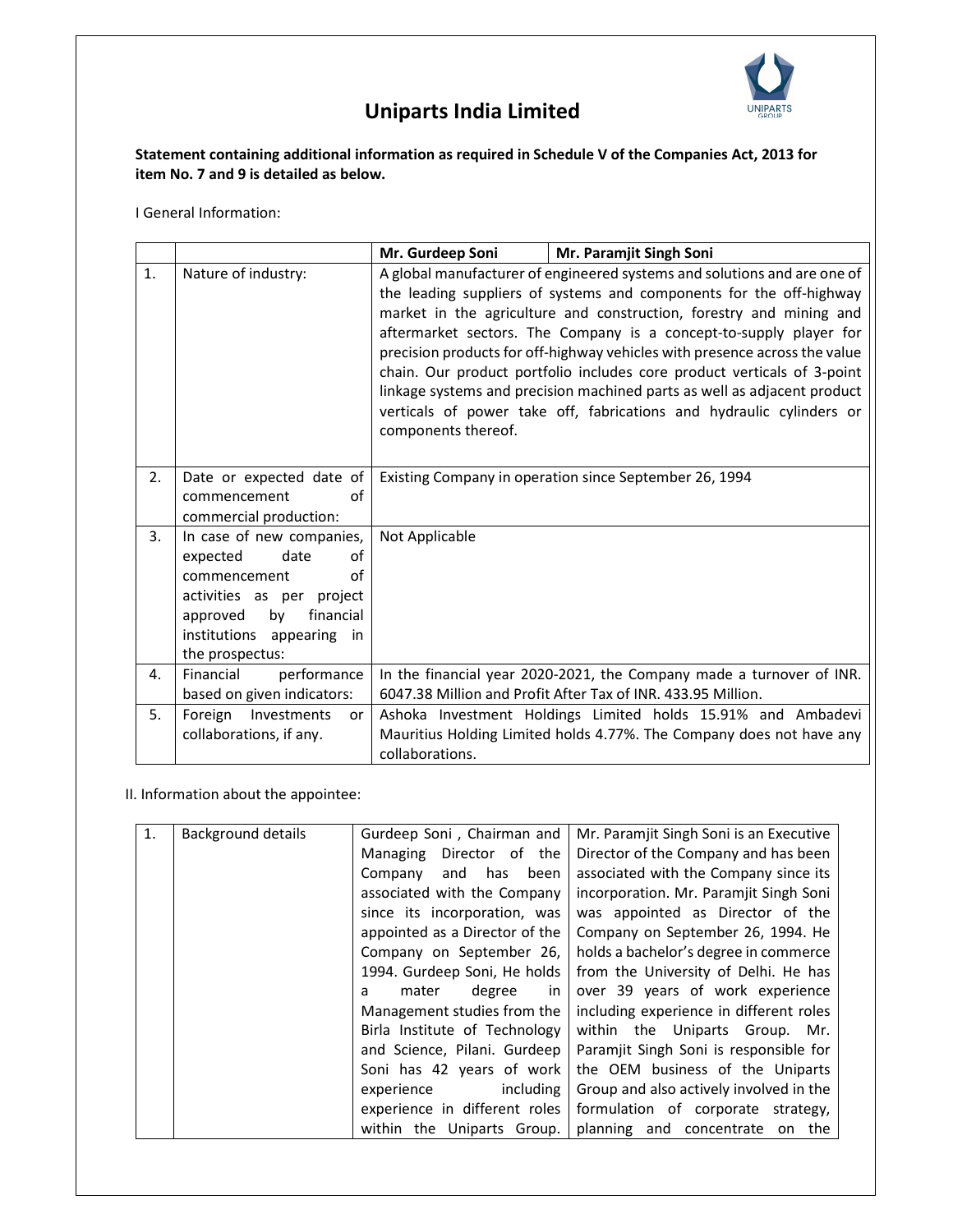# Uniparts India Limited

**Statement containing additional information as required in Schedule V of the Companies Act, 2013 for item No. 7 and 9 is detailed as below.**

I General Information:

| | | Mr. Gurdeep Soni | Mr. Paramjit Singh Soni |
|---|---|---|---|
| 1. | Nature of industry: | A global manufacturer of engineered systems and solutions and are one of the leading suppliers of systems and components for the off-highway market in the agriculture and construction, forestry and mining and aftermarket sectors. The Company is a concept-to-supply player for precision products for off-highway vehicles with presence across the value chain. Our product portfolio includes core product verticals of 3-point linkage systems and precision machined parts as well as adjacent product verticals of power take off, fabrications and hydraulic cylinders or components thereof. | |
| 2. | Date or expected date of commencement of commercial production: | Existing Company in operation since September 26, 1994 | |
| 3. | In case of new companies, expected date of commencement of activities as per project approved by financial institutions appearing in the prospectus: | Not Applicable | |
| 4. | Financial performance based on given indicators: | In the financial year 2020-2021, the Company made a turnover of INR. 6047.38 Million and Profit After Tax of INR. 433.95 Million. | |
| 5. | Foreign Investments or collaborations, if any. | Ashoka Investment Holdings Limited holds 15.91% and Ambadevi Mauritius Holding Limited holds 4.77%. The Company does not have any collaborations. | |

II. Information about the appointee:

| | | | |
|---|---|---|---|
| 1. | Background details | Gurdeep Soni , Chairman and Managing Director of the Company and has been associated with the Company since its incorporation, was appointed as a Director of the Company on September 26, 1994. Gurdeep Soni, He holds a mater degree in Management studies from the Birla Institute of Technology and Science, Pilani. Gurdeep Soni has 42 years of work experience including experience in different roles within the Uniparts Group. | Mr. Paramjit Singh Soni is an Executive Director of the Company and has been associated with the Company since its incorporation. Mr. Paramjit Singh Soni was appointed as Director of the Company on September 26, 1994. He holds a bachelor's degree in commerce from the University of Delhi. He has over 39 years of work experience including experience in different roles within the Uniparts Group. Mr. Paramjit Singh Soni is responsible for the OEM business of the Uniparts Group and also actively involved in the formulation of corporate strategy, planning and concentrate on the |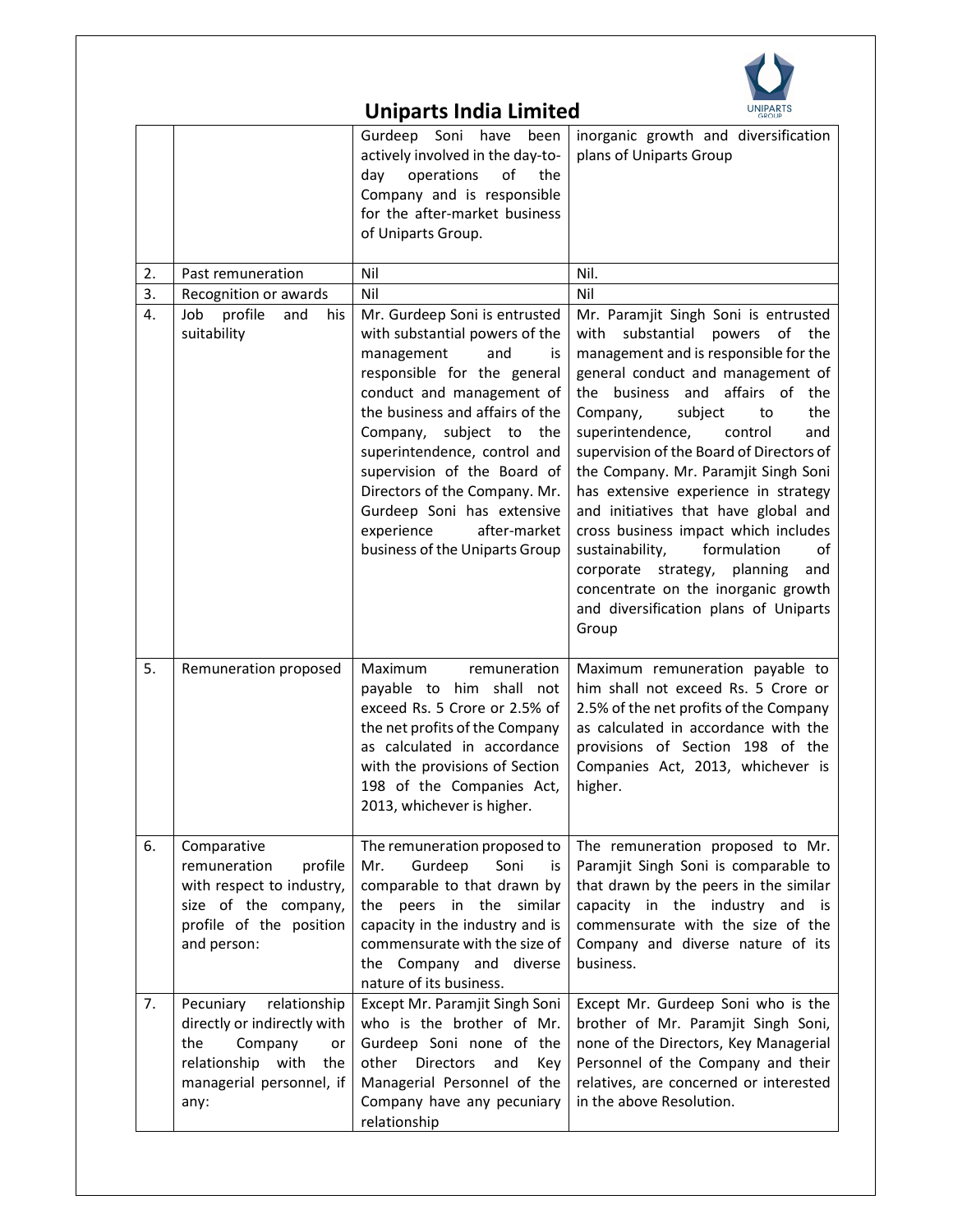# Uniparts India Limited

| | | | |
|---|---|---|---|
| | | Gurdeep Soni have been actively involved in the day-to-day operations of the Company and is responsible for the after-market business of Uniparts Group. | inorganic growth and diversification plans of Uniparts Group |
| 2. | Past remuneration | Nil | Nil. |
| 3. | Recognition or awards | Nil | Nil |
| 4. | Job profile and his suitability | Mr. Gurdeep Soni is entrusted with substantial powers of the management and is responsible for the general conduct and management of the business and affairs of the Company, subject to the superintendence, control and supervision of the Board of Directors of the Company. Mr. Gurdeep Soni has extensive experience after-market business of the Uniparts Group | Mr. Paramjit Singh Soni is entrusted with substantial powers of the management and is responsible for the general conduct and management of the business and affairs of the Company, subject to the superintendence, control and supervision of the Board of Directors of the Company. Mr. Paramjit Singh Soni has extensive experience in strategy and initiatives that have global and cross business impact which includes sustainability, formulation of corporate strategy, planning and concentrate on the inorganic growth and diversification plans of Uniparts Group |
| 5. | Remuneration proposed | Maximum remuneration payable to him shall not exceed Rs. 5 Crore or 2.5% of the net profits of the Company as calculated in accordance with the provisions of Section 198 of the Companies Act, 2013, whichever is higher. | Maximum remuneration payable to him shall not exceed Rs. 5 Crore or 2.5% of the net profits of the Company as calculated in accordance with the provisions of Section 198 of the Companies Act, 2013, whichever is higher. |
| 6. | Comparative remuneration profile with respect to industry, size of the company, profile of the position and person: | The remuneration proposed to Mr. Gurdeep Soni is comparable to that drawn by the peers in the similar capacity in the industry and is commensurate with the size of the Company and diverse nature of its business. | The remuneration proposed to Mr. Paramjit Singh Soni is comparable to that drawn by the peers in the similar capacity in the industry and is commensurate with the size of the Company and diverse nature of its business. |
| 7. | Pecuniary relationship directly or indirectly with the Company or relationship with the managerial personnel, if any: | Except Mr. Paramjit Singh Soni who is the brother of Mr. Gurdeep Soni none of the other Directors and Key Managerial Personnel of the Company have any pecuniary relationship | Except Mr. Gurdeep Soni who is the brother of Mr. Paramjit Singh Soni, none of the Directors, Key Managerial Personnel of the Company and their relatives, are concerned or interested in the above Resolution. |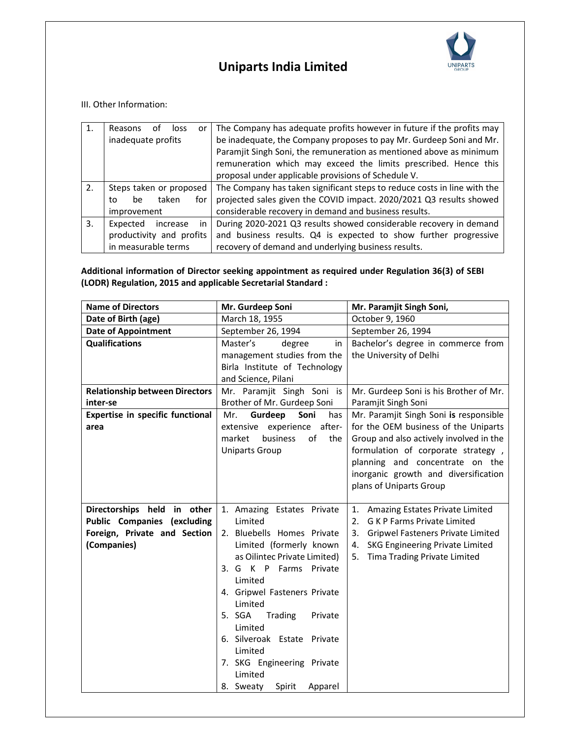# Uniparts India Limited

III. Other Information:

| 1. | Reasons of loss or inadequate profits | The Company has adequate profits however in future if the profits may be inadequate, the Company proposes to pay Mr. Gurdeep Soni and Mr. Paramjit Singh Soni, the remuneration as mentioned above as minimum remuneration which may exceed the limits prescribed. Hence this proposal under applicable provisions of Schedule V. |
|---|---|---|
| 2. | Steps taken or proposed to be taken for improvement | The Company has taken significant steps to reduce costs in line with the projected sales given the COVID impact. 2020/2021 Q3 results showed considerable recovery in demand and business results. |
| 3. | Expected increase in productivity and profits in measurable terms | During 2020-2021 Q3 results showed considerable recovery in demand and business results. Q4 is expected to show further progressive recovery of demand and underlying business results. |

**Additional information of Director seeking appointment as required under Regulation 36(3) of SEBI (LODR) Regulation, 2015 and applicable Secretarial Standard :**

| **Name of Directors** | **Mr. Gurdeep Soni** | **Mr. Paramjit Singh Soni,** |
|---|---|---|
| **Date of Birth (age)** | March 18, 1955 | October 9, 1960 |
| **Date of Appointment** | September 26, 1994 | September 26, 1994 |
| **Qualifications** | Master's degree in management studies from the Birla Institute of Technology and Science, Pilani | Bachelor's degree in commerce from the University of Delhi |
| **Relationship between Directors inter-se** | Mr. Paramjit Singh Soni is Brother of Mr. Gurdeep Soni | Mr. Gurdeep Soni is his Brother of Mr. Paramjit Singh Soni |
| **Expertise in specific functional area** | Mr. **Gurdeep Soni** has extensive experience after-market business of the Uniparts Group | Mr. Paramjit Singh Soni **is** responsible for the OEM business of the Uniparts Group and also actively involved in the formulation of corporate strategy , planning and concentrate on the inorganic growth and diversification plans of Uniparts Group |
| **Directorships held in other Public Companies (excluding Foreign, Private and Section (Companies)** | 1. Amazing Estates Private Limited<br>2. Bluebells Homes Private Limited (formerly known as Oilintec Private Limited)<br>3. G K P Farms Private Limited<br>4. Gripwel Fasteners Private Limited<br>5. SGA Trading Private Limited<br>6. Silveroak Estate Private Limited<br>7. SKG Engineering Private Limited<br>8. Sweaty Spirit Apparel | 1. Amazing Estates Private Limited<br>2. G K P Farms Private Limited<br>3. Gripwel Fasteners Private Limited<br>4. SKG Engineering Private Limited<br>5. Tima Trading Private Limited |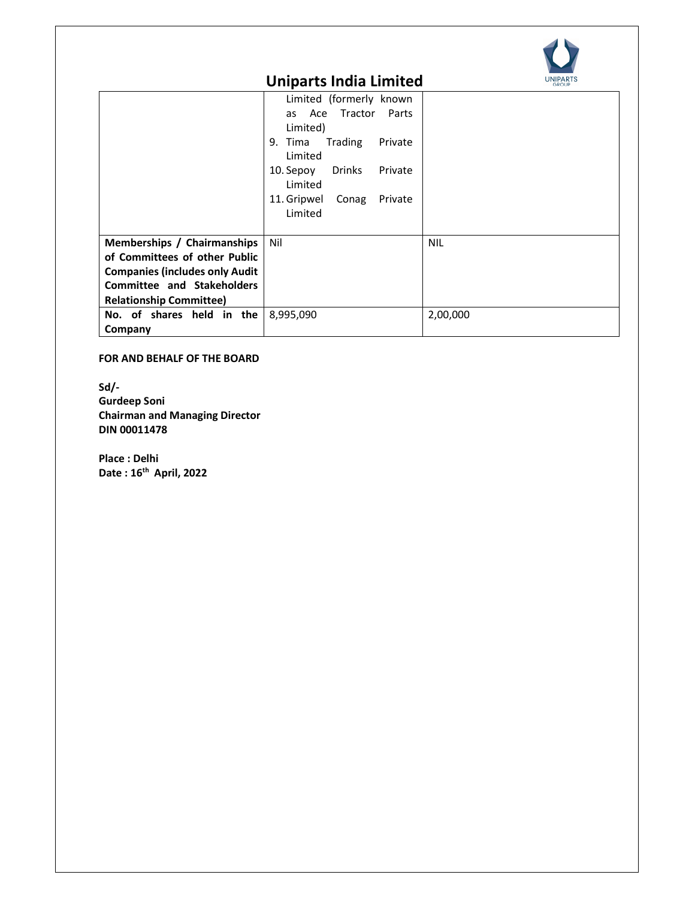| | | |
|---|---|---|
| | Limited (formerly known as Ace Tractor Parts Limited)<br>9. Tima Trading Private Limited<br>10. Sepoy Drinks Private Limited<br>11. Gripwel Conag Private Limited | |
| **Memberships / Chairmanships of Committees of other Public Companies (includes only Audit Committee and Stakeholders Relationship Committee)** | Nil | NIL |
| **No. of shares held in the Company** | 8,995,090 | 2,00,000 |

**FOR AND BEHALF OF THE BOARD**

**Sd/-**
**Gurdeep Soni**
**Chairman and Managing Director**
**DIN 00011478**

**Place : Delhi**
**Date : 16th April, 2022**